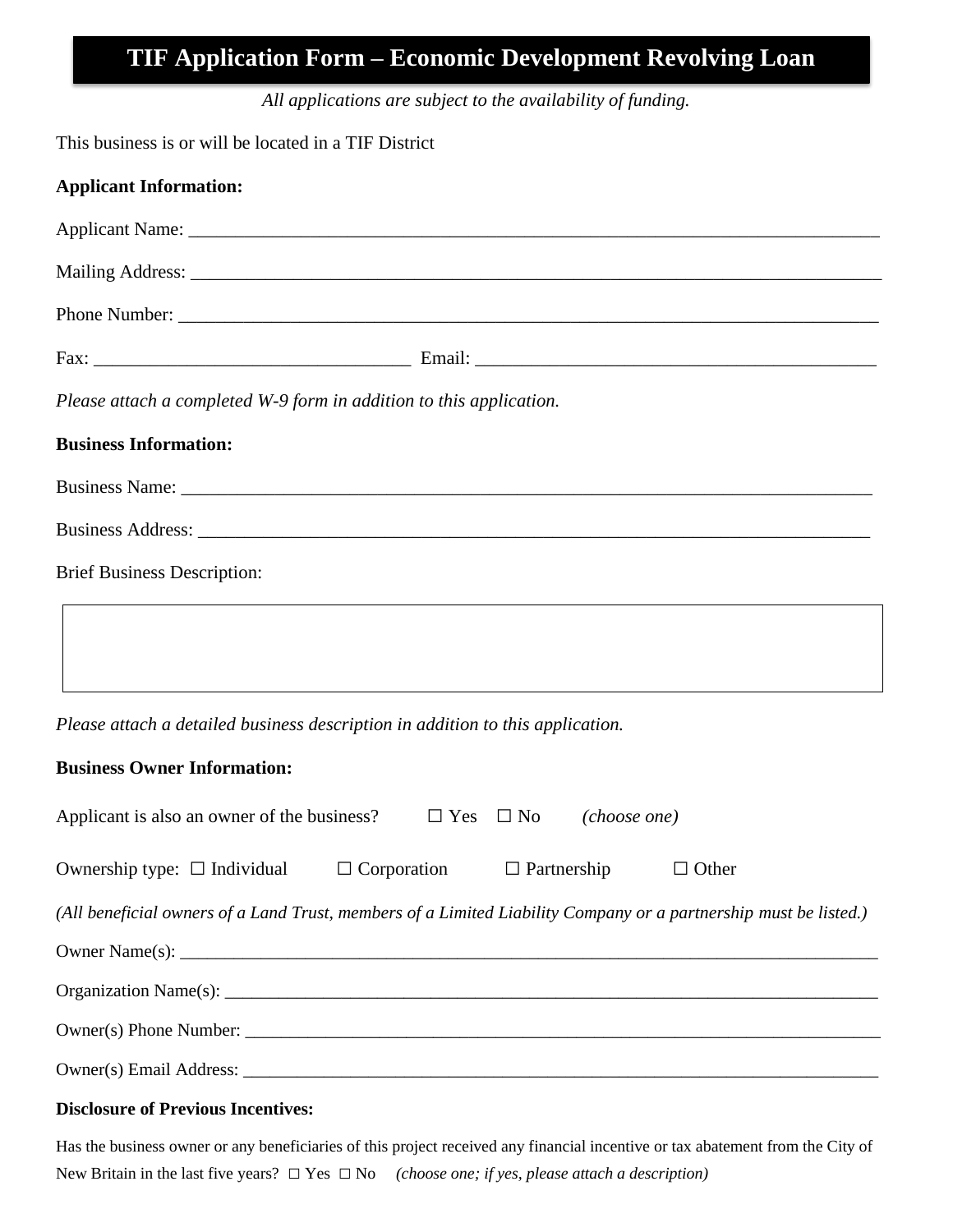# TIF Application Form – Economic Development Revolving Loan

*All applications are subject to the availability of funding.*

This business is or will be located in a TIF District

**Applicant Information:**

Applicant Name: ___________________________________________________________________________

Mailing Address: ___________________________________________________________________________

Phone Number: ____________________________________________________________________________

Fax: __________________________________ Email: ____________________________________________

*Please attach a completed W-9 form in addition to this application.*

**Business Information:**

Business Name: ___________________________________________________________________________

Business Address: _________________________________________________________________________

Brief Business Description:

| |
|---|
| |

*Please attach a detailed business description in addition to this application.*

**Business Owner Information:**

Applicant is also an owner of the business? ☐ Yes ☐ No *(choose one)*

Ownership type: ☐ Individual ☐ Corporation ☐ Partnership ☐ Other

*(All beneficial owners of a Land Trust, members of a Limited Liability Company or a partnership must be listed.)*

Owner Name(s): ___________________________________________________________________________

Organization Name(s): _____________________________________________________________________

Owner(s) Phone Number: ___________________________________________________________________

Owner(s) Email Address: ___________________________________________________________________

**Disclosure of Previous Incentives:**

Has the business owner or any beneficiaries of this project received any financial incentive or tax abatement from the City of New Britain in the last five years? ☐ Yes ☐ No *(choose one; if yes, please attach a description)*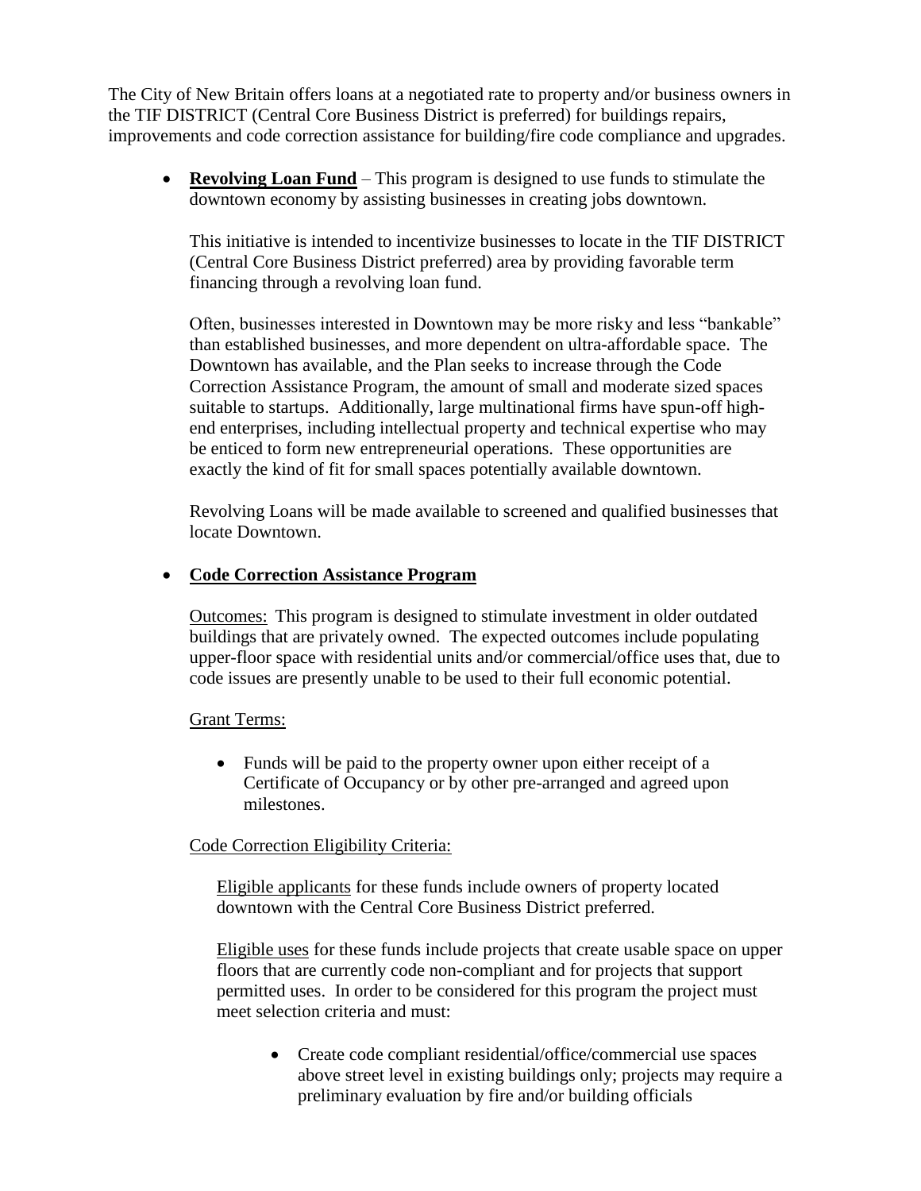The City of New Britain offers loans at a negotiated rate to property and/or business owners in the TIF DISTRICT (Central Core Business District is preferred) for buildings repairs, improvements and code correction assistance for building/fire code compliance and upgrades.

- **<u>Revolving Loan Fund</u>** – This program is designed to use funds to stimulate the downtown economy by assisting businesses in creating jobs downtown.

  This initiative is intended to incentivize businesses to locate in the TIF DISTRICT (Central Core Business District preferred) area by providing favorable term financing through a revolving loan fund.

  Often, businesses interested in Downtown may be more risky and less "bankable" than established businesses, and more dependent on ultra-affordable space. The Downtown has available, and the Plan seeks to increase through the Code Correction Assistance Program, the amount of small and moderate sized spaces suitable to startups. Additionally, large multinational firms have spun-off high-end enterprises, including intellectual property and technical expertise who may be enticed to form new entrepreneurial operations. These opportunities are exactly the kind of fit for small spaces potentially available downtown.

  Revolving Loans will be made available to screened and qualified businesses that locate Downtown.

- **<u>Code Correction Assistance Program</u>**

  <u>Outcomes:</u> This program is designed to stimulate investment in older outdated buildings that are privately owned. The expected outcomes include populating upper-floor space with residential units and/or commercial/office uses that, due to code issues are presently unable to be used to their full economic potential.

  <u>Grant Terms:</u>

  - Funds will be paid to the property owner upon either receipt of a Certificate of Occupancy or by other pre-arranged and agreed upon milestones.

  <u>Code Correction Eligibility Criteria:</u>

  <u>Eligible applicants</u> for these funds include owners of property located downtown with the Central Core Business District preferred.

  <u>Eligible uses</u> for these funds include projects that create usable space on upper floors that are currently code non-compliant and for projects that support permitted uses. In order to be considered for this program the project must meet selection criteria and must:

  - Create code compliant residential/office/commercial use spaces above street level in existing buildings only; projects may require a preliminary evaluation by fire and/or building officials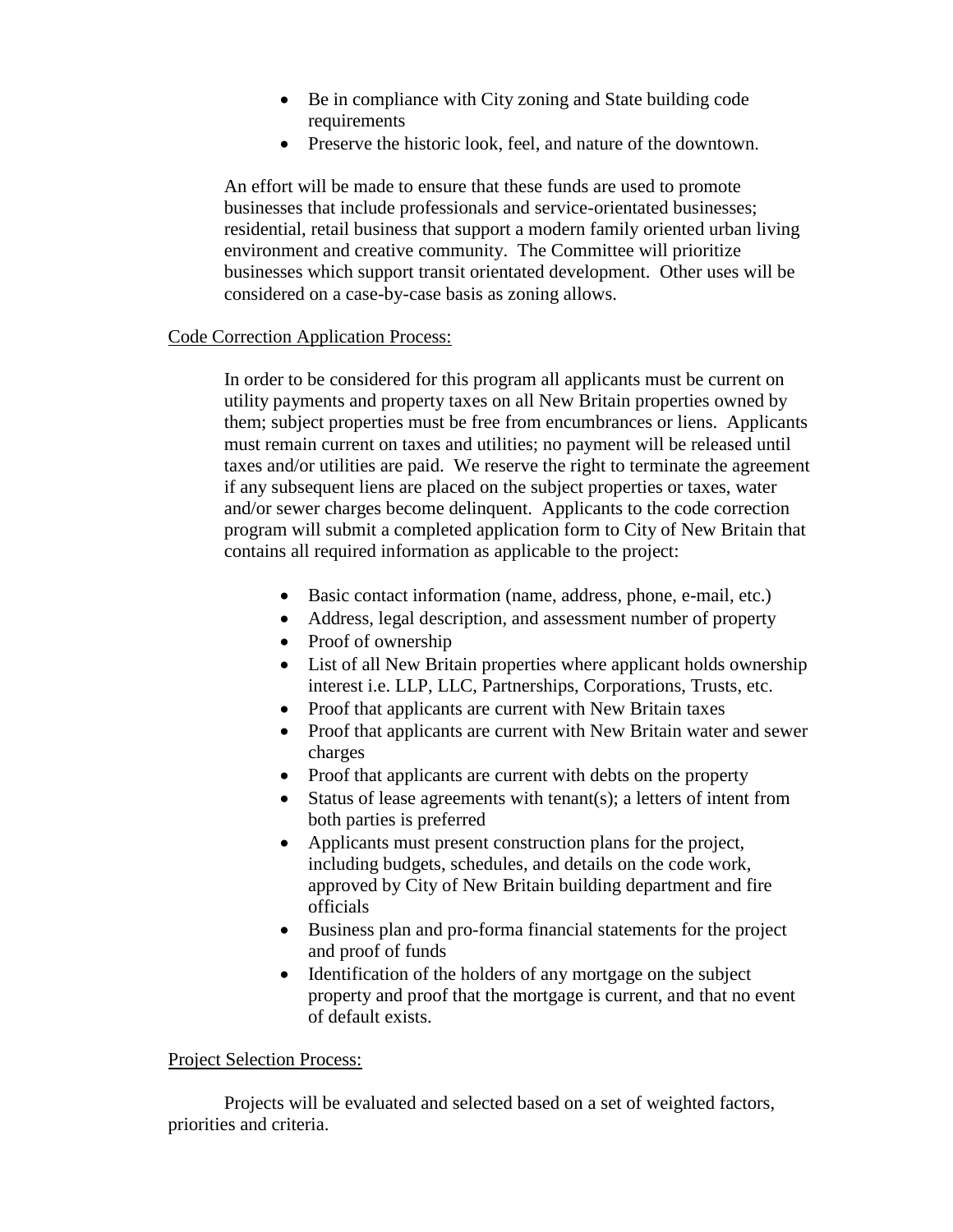- Be in compliance with City zoning and State building code requirements
- Preserve the historic look, feel, and nature of the downtown.

An effort will be made to ensure that these funds are used to promote businesses that include professionals and service-orientated businesses; residential, retail business that support a modern family oriented urban living environment and creative community. The Committee will prioritize businesses which support transit orientated development. Other uses will be considered on a case-by-case basis as zoning allows.

<u>Code Correction Application Process:</u>

In order to be considered for this program all applicants must be current on utility payments and property taxes on all New Britain properties owned by them; subject properties must be free from encumbrances or liens. Applicants must remain current on taxes and utilities; no payment will be released until taxes and/or utilities are paid. We reserve the right to terminate the agreement if any subsequent liens are placed on the subject properties or taxes, water and/or sewer charges become delinquent. Applicants to the code correction program will submit a completed application form to City of New Britain that contains all required information as applicable to the project:

- Basic contact information (name, address, phone, e-mail, etc.)
- Address, legal description, and assessment number of property
- Proof of ownership
- List of all New Britain properties where applicant holds ownership interest i.e. LLP, LLC, Partnerships, Corporations, Trusts, etc.
- Proof that applicants are current with New Britain taxes
- Proof that applicants are current with New Britain water and sewer charges
- Proof that applicants are current with debts on the property
- Status of lease agreements with tenant(s); a letters of intent from both parties is preferred
- Applicants must present construction plans for the project, including budgets, schedules, and details on the code work, approved by City of New Britain building department and fire officials
- Business plan and pro-forma financial statements for the project and proof of funds
- Identification of the holders of any mortgage on the subject property and proof that the mortgage is current, and that no event of default exists.

<u>Project Selection Process:</u>

Projects will be evaluated and selected based on a set of weighted factors, priorities and criteria.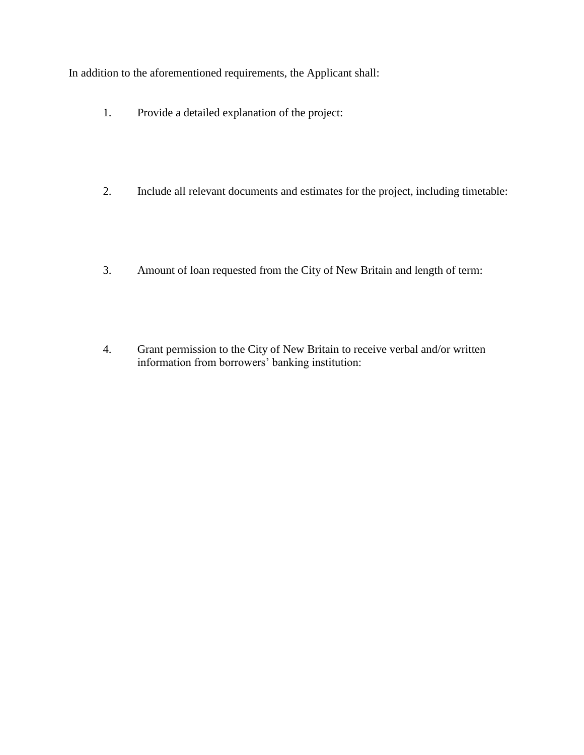In addition to the aforementioned requirements, the Applicant shall:

1. Provide a detailed explanation of the project:

2. Include all relevant documents and estimates for the project, including timetable:

3. Amount of loan requested from the City of New Britain and length of term:

4. Grant permission to the City of New Britain to receive verbal and/or written information from borrowers' banking institution: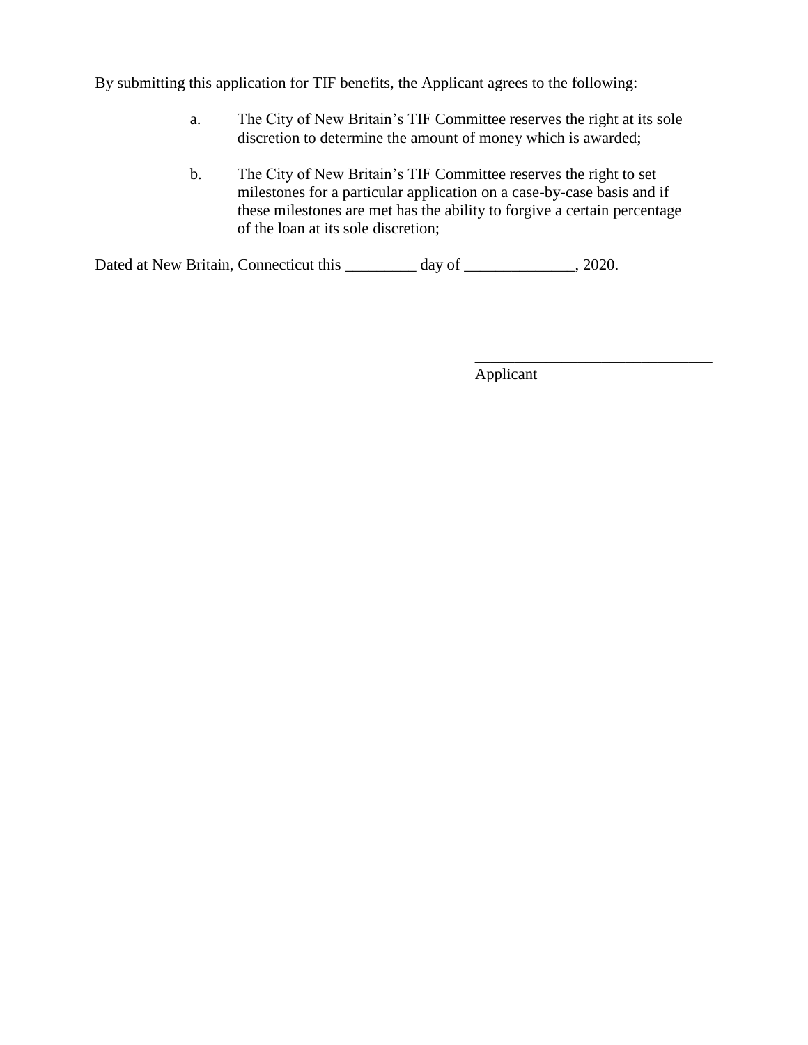By submitting this application for TIF benefits, the Applicant agrees to the following:

a. The City of New Britain's TIF Committee reserves the right at its sole discretion to determine the amount of money which is awarded;

b. The City of New Britain's TIF Committee reserves the right to set milestones for a particular application on a case-by-case basis and if these milestones are met has the ability to forgive a certain percentage of the loan at its sole discretion;

Dated at New Britain, Connecticut this _________ day of ______________, 2020.

_______________________________
Applicant